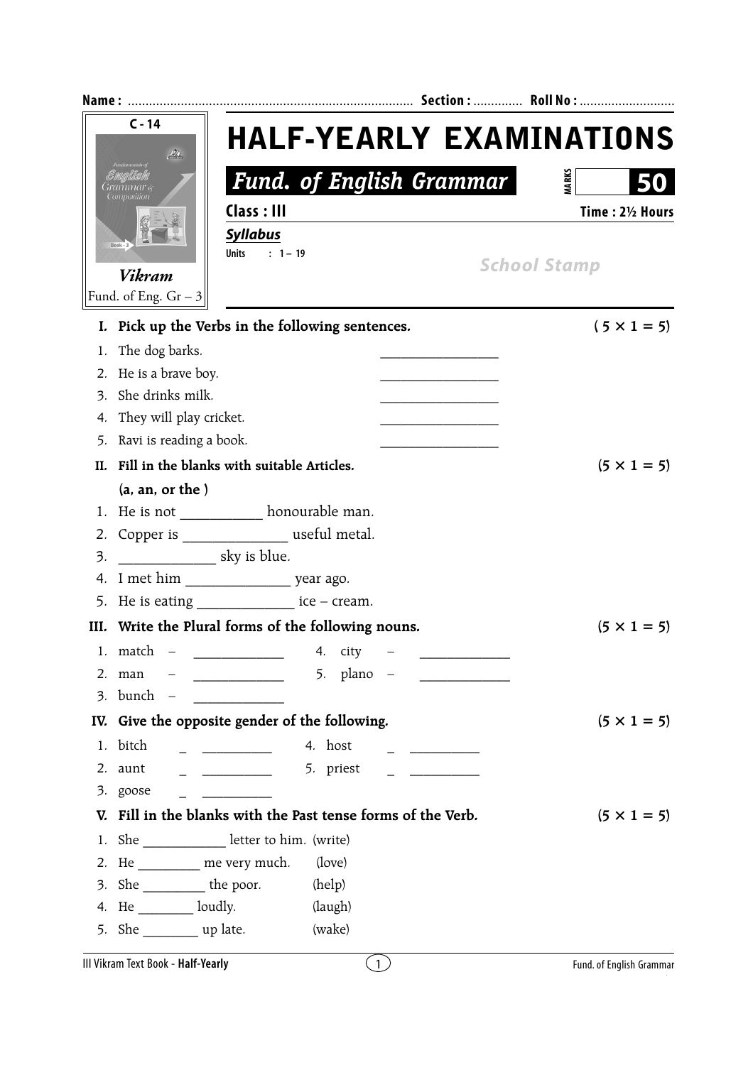Name : ............................................................................... Section : ............. Roll No : ..........................

C - 14

Vikram

Fund. of Eng. Gr – 3

# HALF-YEARLY EXAMINATIONS

## Fund. of English Grammar

MARKS **50**

**Class : III** **Time : 2½ Hours**

***Syllabus***

Units : 1 – 19

School Stamp

**I. Pick up the Verbs in the following sentences.** **( 5 × 1 = 5)**

1. The dog barks. ________________
2. He is a brave boy. ________________
3. She drinks milk. ________________
4. They will play cricket. ________________
5. Ravi is reading a book. ________________

**II. Fill in the blanks with suitable Articles.** **(5 × 1 = 5)**

**(a, an, or the )**

1. He is not ___________ honourable man.
2. Copper is ______________ useful metal.
3. _____________ sky is blue.
4. I met him ______________ year ago.
5. He is eating _____________ ice – cream.

**III. Write the Plural forms of the following nouns.** **(5 × 1 = 5)**

1. match – _____________
2. man – _____________
3. bunch – _____________
4. city – _____________
5. plano – _____________

**IV. Give the opposite gender of the following.** **(5 × 1 = 5)**

1. bitch _ __________
2. aunt _ __________
3. goose _ __________
4. host _ __________
5. priest _ __________

**V. Fill in the blanks with the Past tense forms of the Verb.** **(5 × 1 = 5)**

1. She ____________ letter to him. (write)
2. He _________ me very much. (love)
3. She _________ the poor. (help)
4. He ________ loudly. (laugh)
5. She ________ up late. (wake)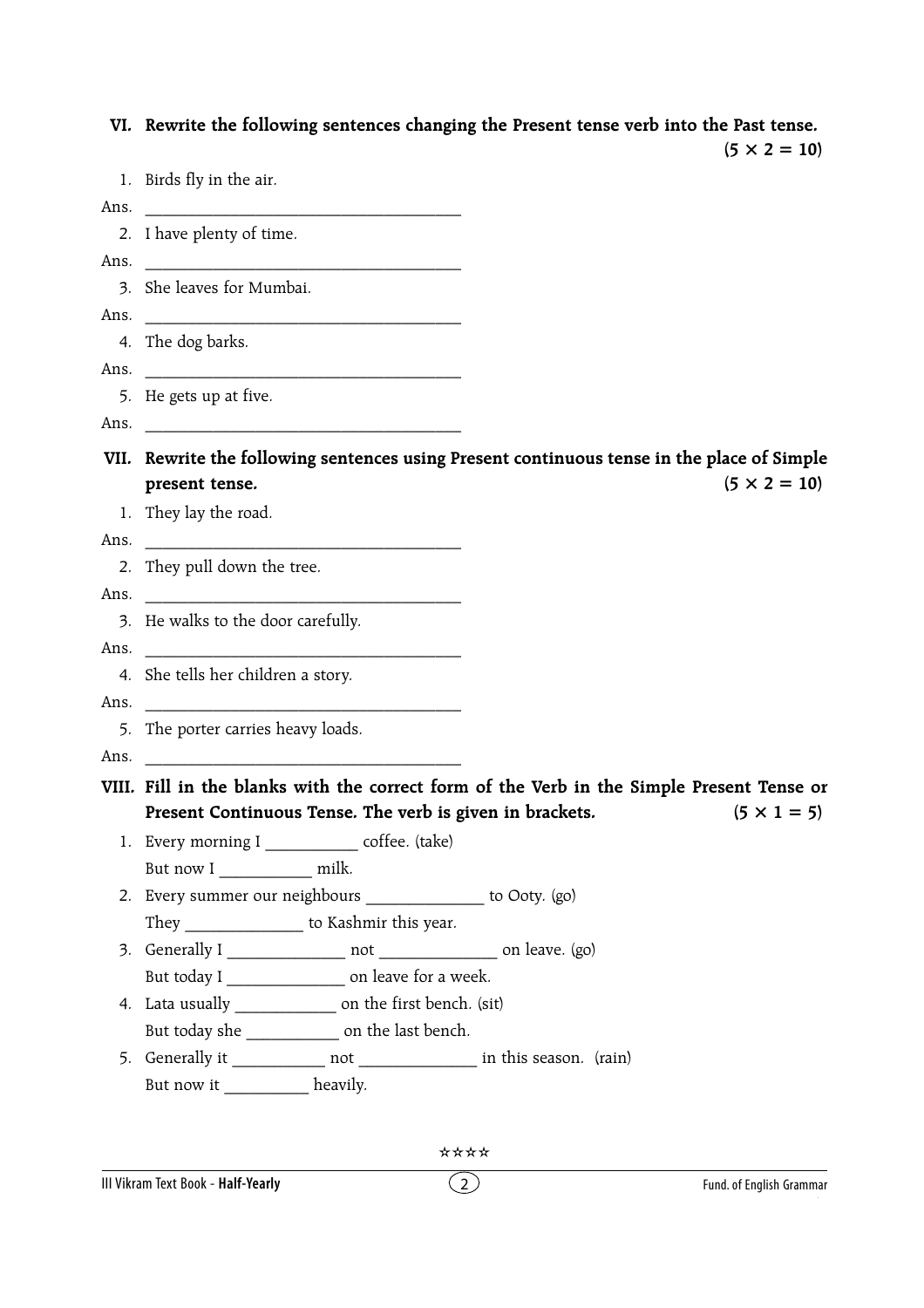**VI. Rewrite the following sentences changing the Present tense verb into the Past tense.** **(5 × 2 = 10)**

1. Birds fly in the air.

Ans. ____________________________________

2. I have plenty of time.

Ans. ____________________________________

3. She leaves for Mumbai.

Ans. ____________________________________

4. The dog barks.

Ans. ____________________________________

5. He gets up at five.

Ans. ____________________________________

**VII. Rewrite the following sentences using Present continuous tense in the place of Simple present tense.** **(5 × 2 = 10)**

1. They lay the road.

Ans. ____________________________________

2. They pull down the tree.

Ans. ____________________________________

3. He walks to the door carefully.

Ans. ____________________________________

4. She tells her children a story.

Ans. ____________________________________

5. The porter carries heavy loads.

Ans. ____________________________________

**VIII. Fill in the blanks with the correct form of the Verb in the Simple Present Tense or Present Continuous Tense. The verb is given in brackets.** **(5 × 1 = 5)**

1. Every morning I __________ coffee. (take)
   But now I __________ milk.
2. Every summer our neighbours ____________ to Ooty. (go)
   They ____________ to Kashmir this year.
3. Generally I ____________ not ____________ on leave. (go)
   But today I ____________ on leave for a week.
4. Lata usually ___________ on the first bench. (sit)
   But today she __________ on the last bench.
5. Generally it __________ not ____________ in this season. (rain)
   But now it _________ heavily.

☆☆☆☆